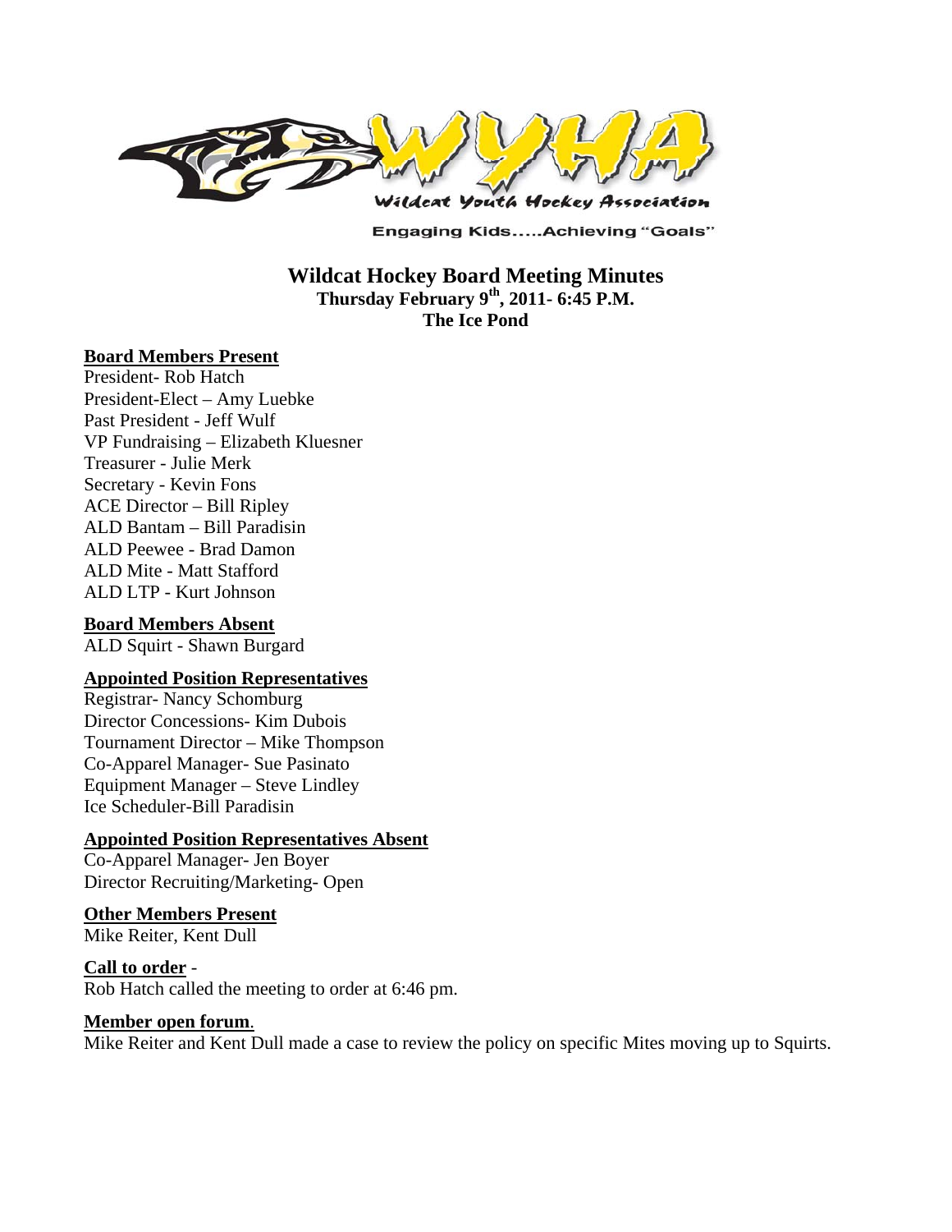WYHA

Wildcat Youth Hockey Association

Engaging Kids.....Achieving "Goals"

# Wildcat Hockey Board Meeting Minutes

**Thursday February 9th, 2011- 6:45 P.M.**
**The Ice Pond**

**Board Members Present**

President- Rob Hatch
President-Elect – Amy Luebke
Past President - Jeff Wulf
VP Fundraising – Elizabeth Kluesner
Treasurer - Julie Merk
Secretary - Kevin Fons
ACE Director – Bill Ripley
ALD Bantam – Bill Paradisin
ALD Peewee - Brad Damon
ALD Mite - Matt Stafford
ALD LTP - Kurt Johnson

**Board Members Absent**

ALD Squirt - Shawn Burgard

**Appointed Position Representatives**

Registrar- Nancy Schomburg
Director Concessions- Kim Dubois
Tournament Director – Mike Thompson
Co-Apparel Manager- Sue Pasinato
Equipment Manager – Steve Lindley
Ice Scheduler-Bill Paradisin

**Appointed Position Representatives Absent**

Co-Apparel Manager- Jen Boyer
Director Recruiting/Marketing- Open

**Other Members Present**

Mike Reiter, Kent Dull

**Call to order** -

Rob Hatch called the meeting to order at 6:46 pm.

**Member open forum**.

Mike Reiter and Kent Dull made a case to review the policy on specific Mites moving up to Squirts.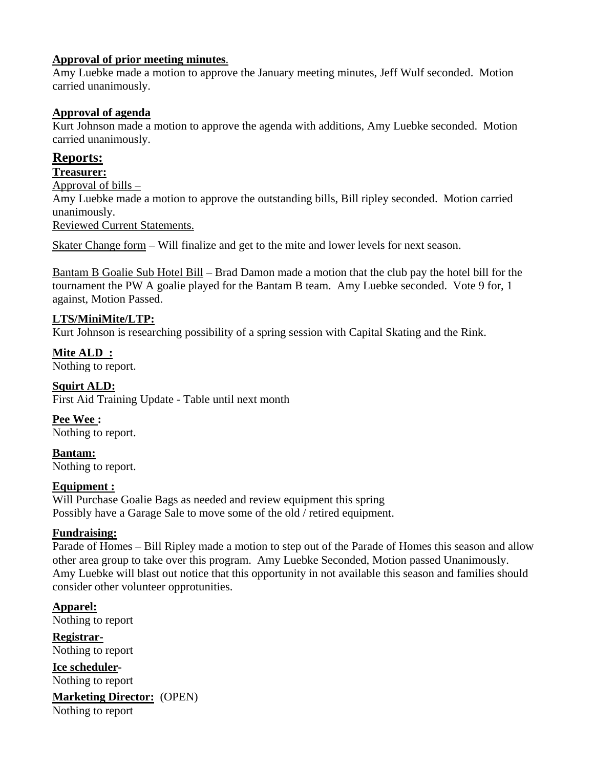**Approval of prior meeting minutes**.
Amy Luebke made a motion to approve the January meeting minutes, Jeff Wulf seconded. Motion carried unanimously.

**Approval of agenda**
Kurt Johnson made a motion to approve the agenda with additions, Amy Luebke seconded. Motion carried unanimously.

## Reports:

**Treasurer:**
Approval of bills –
Amy Luebke made a motion to approve the outstanding bills, Bill ripley seconded. Motion carried unanimously.
Reviewed Current Statements.

Skater Change form – Will finalize and get to the mite and lower levels for next season.

Bantam B Goalie Sub Hotel Bill – Brad Damon made a motion that the club pay the hotel bill for the tournament the PW A goalie played for the Bantam B team. Amy Luebke seconded. Vote 9 for, 1 against, Motion Passed.

**LTS/MiniMite/LTP:**
Kurt Johnson is researching possibility of a spring session with Capital Skating and the Rink.

**Mite ALD :**
Nothing to report.

**Squirt ALD:**
First Aid Training Update - Table until next month

**Pee Wee :**
Nothing to report.

**Bantam:**
Nothing to report.

**Equipment :**
Will Purchase Goalie Bags as needed and review equipment this spring
Possibly have a Garage Sale to move some of the old / retired equipment.

**Fundraising:**
Parade of Homes – Bill Ripley made a motion to step out of the Parade of Homes this season and allow other area group to take over this program. Amy Luebke Seconded, Motion passed Unanimously. Amy Luebke will blast out notice that this opportunity in not available this season and families should consider other volunteer opprotunities.

**Apparel:**
Nothing to report

**Registrar**-
Nothing to report

**Ice scheduler**-
Nothing to report

**Marketing Director:** (OPEN)
Nothing to report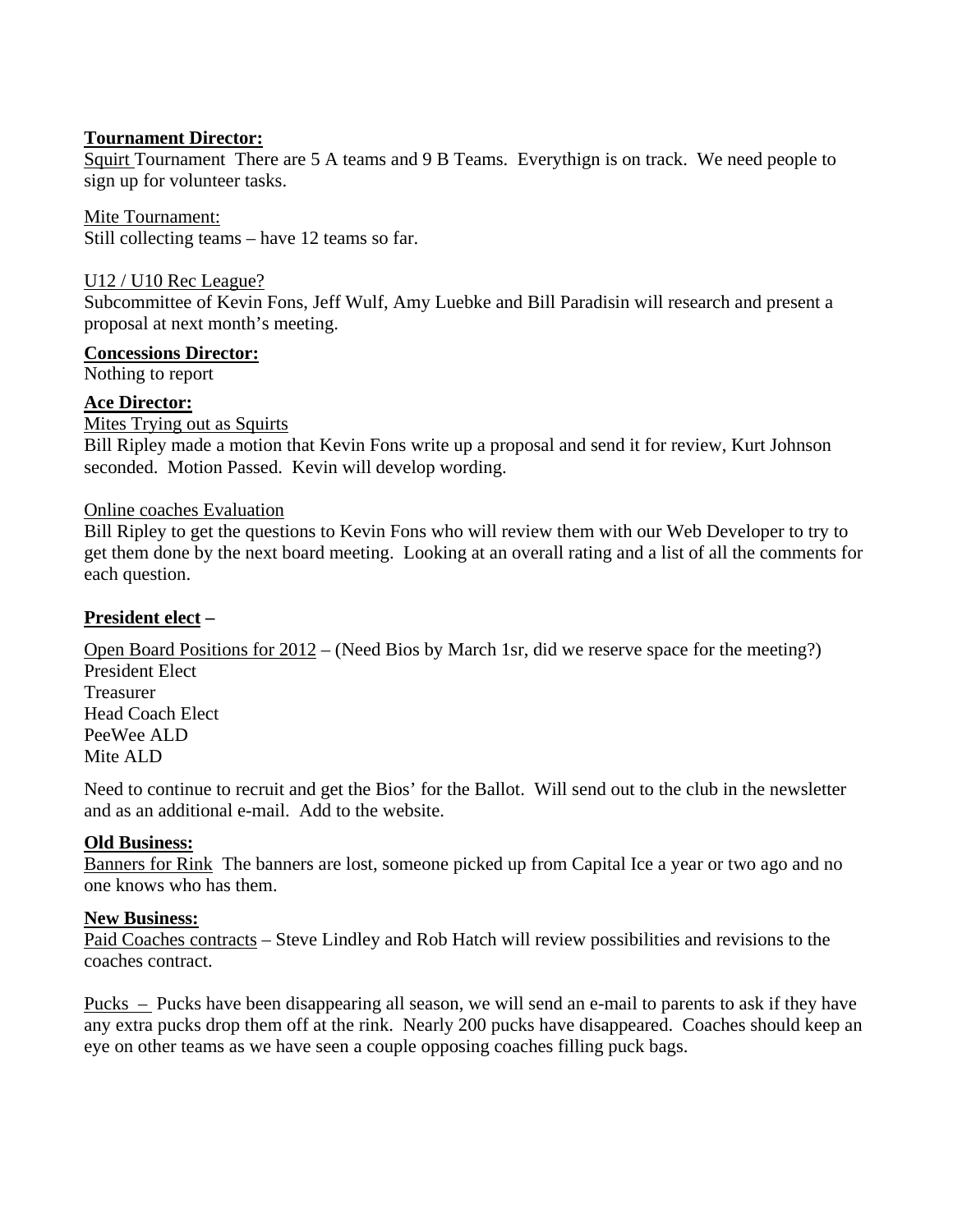**Tournament Director:**

Squirt Tournament There are 5 A teams and 9 B Teams. Everythign is on track. We need people to sign up for volunteer tasks.

Mite Tournament:
Still collecting teams – have 12 teams so far.

U12 / U10 Rec League?
Subcommittee of Kevin Fons, Jeff Wulf, Amy Luebke and Bill Paradisin will research and present a proposal at next month's meeting.

**Concessions Director:**
Nothing to report

**Ace Director:**

Mites Trying out as Squirts
Bill Ripley made a motion that Kevin Fons write up a proposal and send it for review, Kurt Johnson seconded. Motion Passed. Kevin will develop wording.

Online coaches Evaluation
Bill Ripley to get the questions to Kevin Fons who will review them with our Web Developer to try to get them done by the next board meeting. Looking at an overall rating and a list of all the comments for each question.

**President elect –**

Open Board Positions for 2012 – (Need Bios by March 1sr, did we reserve space for the meeting?)
President Elect
Treasurer
Head Coach Elect
PeeWee ALD
Mite ALD

Need to continue to recruit and get the Bios' for the Ballot. Will send out to the club in the newsletter and as an additional e-mail. Add to the website.

**Old Business:**

Banners for Rink The banners are lost, someone picked up from Capital Ice a year or two ago and no one knows who has them.

**New Business:**

Paid Coaches contracts – Steve Lindley and Rob Hatch will review possibilities and revisions to the coaches contract.

Pucks – Pucks have been disappearing all season, we will send an e-mail to parents to ask if they have any extra pucks drop them off at the rink. Nearly 200 pucks have disappeared. Coaches should keep an eye on other teams as we have seen a couple opposing coaches filling puck bags.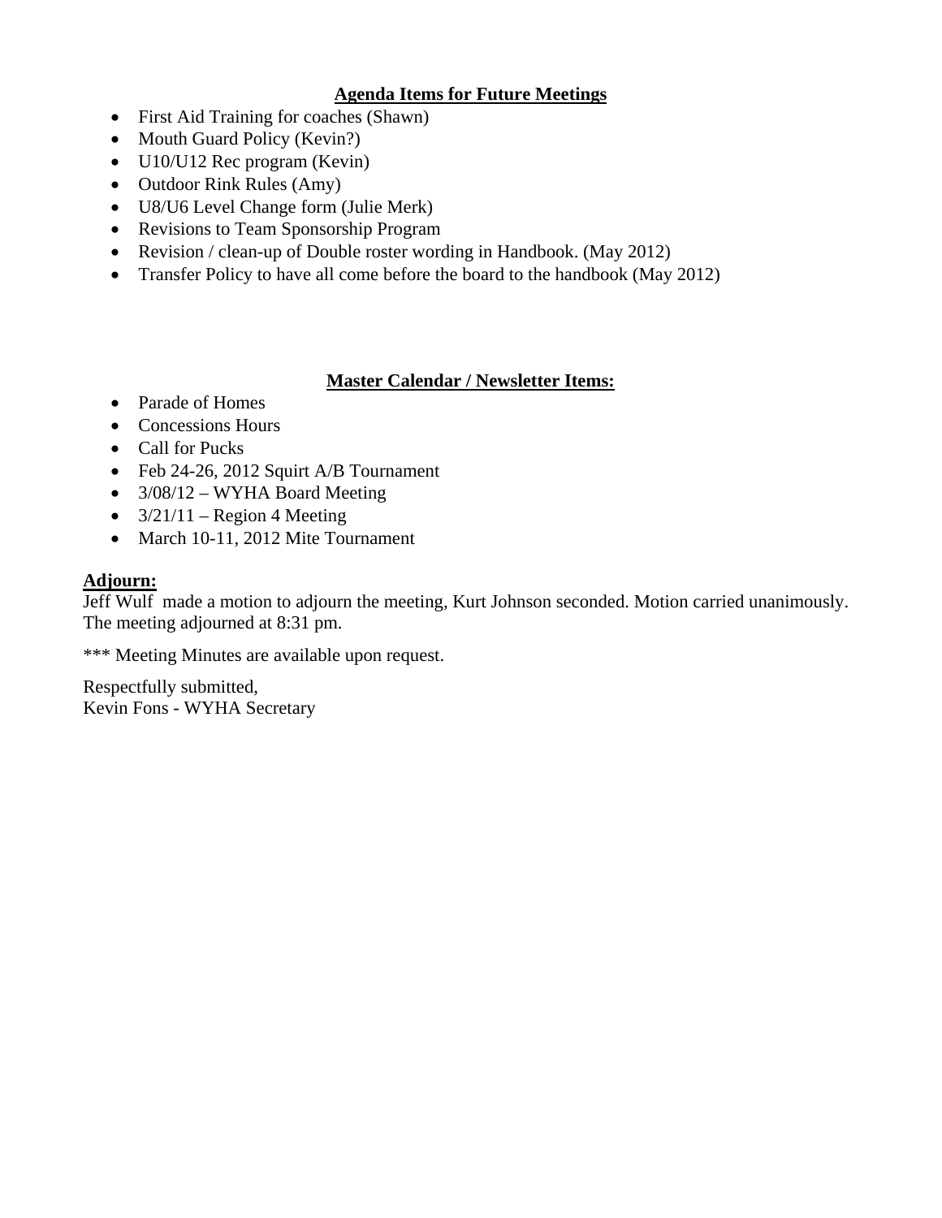**Agenda Items for Future Meetings**

- First Aid Training for coaches (Shawn)
- Mouth Guard Policy (Kevin?)
- U10/U12 Rec program (Kevin)
- Outdoor Rink Rules (Amy)
- U8/U6 Level Change form (Julie Merk)
- Revisions to Team Sponsorship Program
- Revision / clean-up of Double roster wording in Handbook. (May 2012)
- Transfer Policy to have all come before the board to the handbook (May 2012)

**Master Calendar / Newsletter Items:**

- Parade of Homes
- Concessions Hours
- Call for Pucks
- Feb 24-26, 2012 Squirt A/B Tournament
- 3/08/12 – WYHA Board Meeting
- 3/21/11 – Region 4 Meeting
- March 10-11, 2012 Mite Tournament

**Adjourn:**

Jeff Wulf made a motion to adjourn the meeting, Kurt Johnson seconded. Motion carried unanimously. The meeting adjourned at 8:31 pm.

*** Meeting Minutes are available upon request.

Respectfully submitted,
Kevin Fons - WYHA Secretary